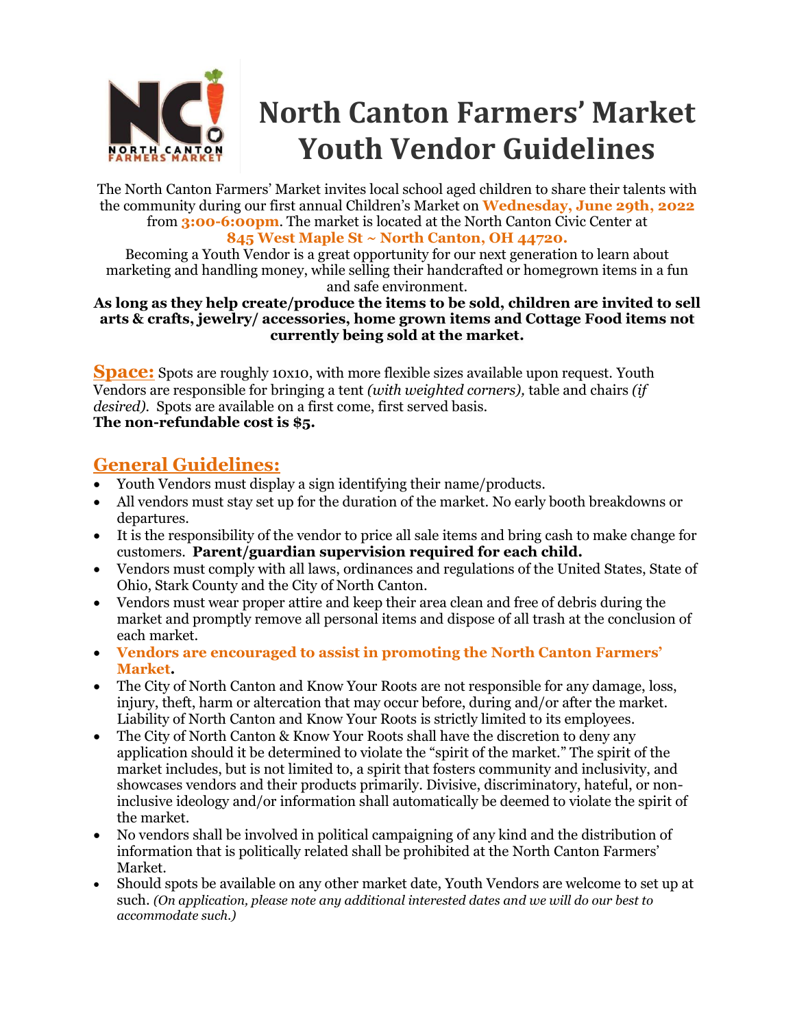# North Canton Farmers' Market Youth Vendor Guidelines

The North Canton Farmers' Market invites local school aged children to share their talents with the community during our first annual Children's Market on **Wednesday, June 29th, 2022** from **3:00-6:00pm**. The market is located at the North Canton Civic Center at **845 West Maple St ~ North Canton, OH 44720.**

Becoming a Youth Vendor is a great opportunity for our next generation to learn about marketing and handling money, while selling their handcrafted or homegrown items in a fun and safe environment.

**As long as they help create/produce the items to be sold, children are invited to sell arts & crafts, jewelry/ accessories, home grown items and Cottage Food items not currently being sold at the market.**

## Space:

Spots are roughly 10x10, with more flexible sizes available upon request. Youth Vendors are responsible for bringing a tent *(with weighted corners),* table and chairs *(if desired).* Spots are available on a first come, first served basis.

**The non-refundable cost is $5.**

## General Guidelines:

- Youth Vendors must display a sign identifying their name/products.
- All vendors must stay set up for the duration of the market. No early booth breakdowns or departures.
- It is the responsibility of the vendor to price all sale items and bring cash to make change for customers. **Parent/guardian supervision required for each child.**
- Vendors must comply with all laws, ordinances and regulations of the United States, State of Ohio, Stark County and the City of North Canton.
- Vendors must wear proper attire and keep their area clean and free of debris during the market and promptly remove all personal items and dispose of all trash at the conclusion of each market.
- **Vendors are encouraged to assist in promoting the North Canton Farmers' Market.**
- The City of North Canton and Know Your Roots are not responsible for any damage, loss, injury, theft, harm or altercation that may occur before, during and/or after the market. Liability of North Canton and Know Your Roots is strictly limited to its employees.
- The City of North Canton & Know Your Roots shall have the discretion to deny any application should it be determined to violate the "spirit of the market." The spirit of the market includes, but is not limited to, a spirit that fosters community and inclusivity, and showcases vendors and their products primarily. Divisive, discriminatory, hateful, or non-inclusive ideology and/or information shall automatically be deemed to violate the spirit of the market.
- No vendors shall be involved in political campaigning of any kind and the distribution of information that is politically related shall be prohibited at the North Canton Farmers' Market.
- Should spots be available on any other market date, Youth Vendors are welcome to set up at such. *(On application, please note any additional interested dates and we will do our best to accommodate such.)*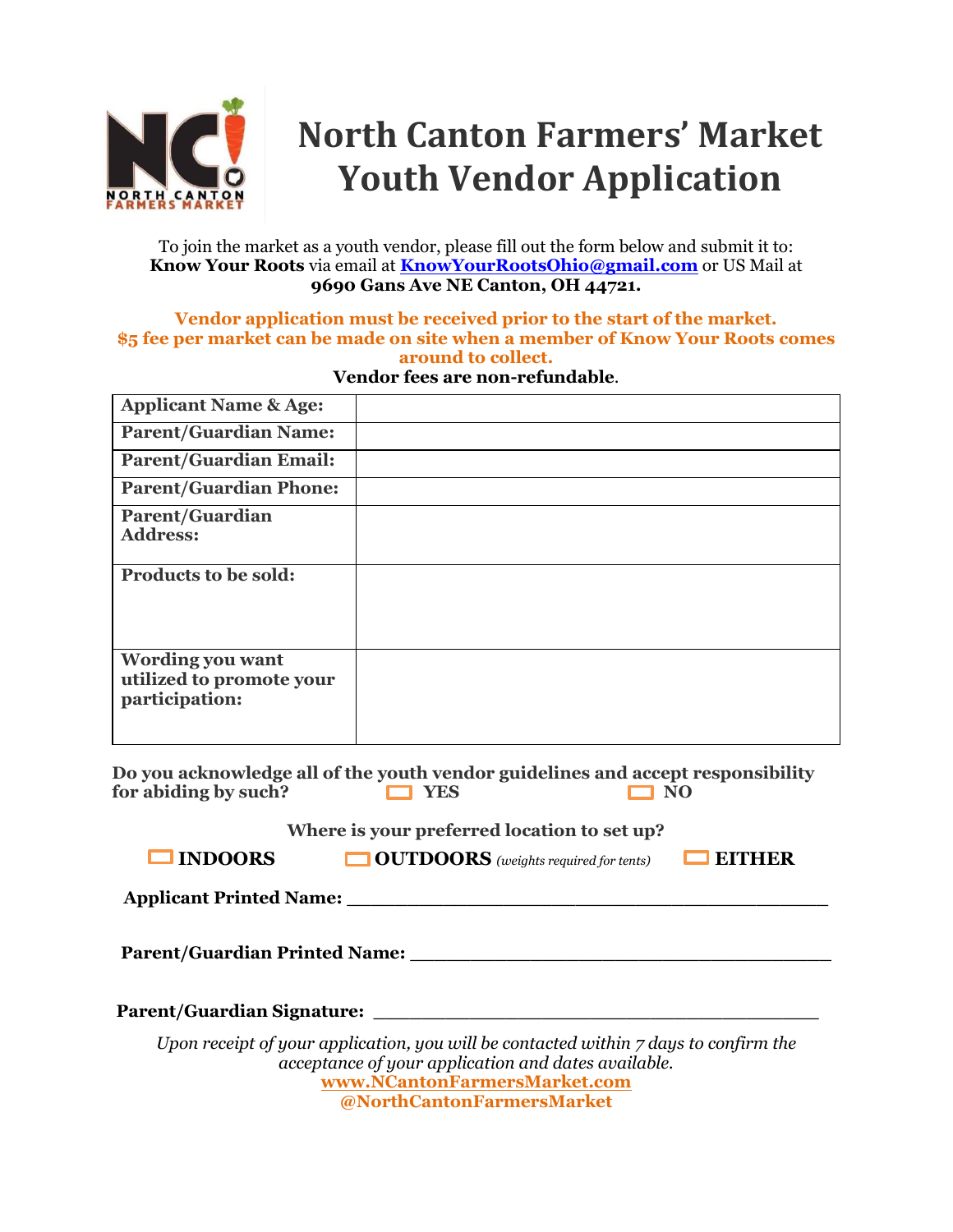# North Canton Farmers' Market Youth Vendor Application

To join the market as a youth vendor, please fill out the form below and submit it to: **Know Your Roots** via email at **KnowYourRootsOhio@gmail.com** or US Mail at **9690 Gans Ave NE Canton, OH 44721.**

**Vendor application must be received prior to the start of the market.**
**$5 fee per market can be made on site when a member of Know Your Roots comes around to collect.**
**Vendor fees are non-refundable**.

| | |
|---|---|
| **Applicant Name & Age:** | |
| **Parent/Guardian Name:** | |
| **Parent/Guardian Email:** | |
| **Parent/Guardian Phone:** | |
| **Parent/Guardian Address:** | |
| **Products to be sold:** | |
| **Wording you want utilized to promote your participation:** | |

**Do you acknowledge all of the youth vendor guidelines and accept responsibility for abiding by such?** ☐ **YES** ☐ **NO**

**Where is your preferred location to set up?**

☐ **INDOORS** ☐ **OUTDOORS** *(weights required for tents)* ☐ **EITHER**

**Applicant Printed Name:** ___________________________________________

**Parent/Guardian Printed Name:** ______________________________________

**Parent/Guardian Signature:** ________________________________________

*Upon receipt of your application, you will be contacted within 7 days to confirm the acceptance of your application and dates available.*

**www.NCantonFarmersMarket.com**
**@NorthCantonFarmersMarket**